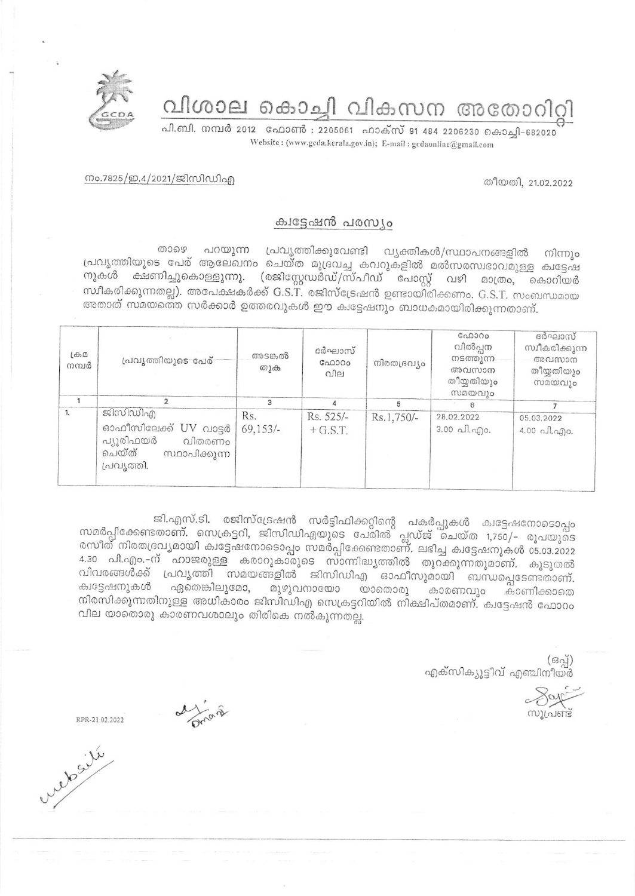# വിശാല കൊച്ചി വികസന അതോറിറ്റി

പി.ബി. നമ്പർ 2012 ഫോൺ : 2205061 ഫാക്സ് 91 484 2206230 കൊച്ചി-682020
Website : (www.gcda.kerala.gov.in); E-mail : gcdaonline@gmail.com

നം.7825/ഇ.4/2021/ജിസിഡിഎ

തീയതി, 21.02.2022

## ക്വട്ടേഷൻ പരസ്യം

താഴെ പറയുന്ന പ്രവൃത്തിക്കുവേണ്ടി വ്യക്തികൾ/സ്ഥാപനങ്ങളിൽ നിന്നും പ്രവൃത്തിയുടെ പേര് ആലേഖനം ചെയ്ത മുദ്രവച്ച കവറുകളിൽ മൽസരസ്വഭാവമുള്ള ക്വട്ടേഷനുകൾ ക്ഷണിച്ചുകൊള്ളുന്നു. (രജിസ്റ്റേഡർഡ്/സ്പീഡ് പോസ്റ്റ് വഴി മാത്രം, കൊറിയർ സ്വീകരിക്കുന്നതല്ല). അപേക്ഷകർക്ക് G.S.T. രജിസ്ട്രേഷൻ ഉണ്ടായിരിക്കണം. G.S.T. സംബന്ധമായ അതാത് സമയത്തെ സർക്കാർ ഉത്തരവുകൾ ഈ ക്വട്ടേഷനും ബാധകമായിരിക്കുന്നതാണ്.

| ക്രമ നമ്പർ | പ്രവൃത്തിയുടെ പേര് | അടങ്കൽ തുക | ദർഘാസ് ഫോറം വില | നിരതദ്രവ്യം | ഫോറം വിൽപ്പന നടത്തുന്ന അവസാന തീയ്യതിയും സമയവും | ദർഘാസ് സ്വീകരിക്കുന്ന അവസാന തീയ്യതിയും സമയവും |
|---|---|---|---|---|---|---|
| 1 | 2 | 3 | 4 | 5 | 6 | 7 |
| 1. | ജിസിഡിഎ ഓഫീസിലേക്ക് UV വാട്ടർ പ്യൂരിഫയർ വിതരണം ചെയ്ത് സ്ഥാപിക്കുന്ന പ്രവൃത്തി. | Rs. 69,153/- | Rs. 525/- + G.S.T. | Rs.1,750/- | 28.02.2022 3.00 പി.എം. | 05.03.2022 4.00 പി.എം. |

ജി.എസ്.ടി. രജിസ്ട്രേഷൻ സർട്ടിഫിക്കറ്റിന്റെ പകർപ്പുകൾ ക്വട്ടേഷനോടൊപ്പം സമർപ്പിക്കേണ്ടതാണ്. സെക്രട്ടറി, ജിസിഡിഎയുടെ പേരിൽ പ്ലഡ്ജ് ചെയ്ത 1,750/- രൂപയുടെ രസീത് നിരതദ്രവ്യമായി ക്വട്ടേഷനോടൊപ്പം സമർപ്പിക്കേണ്ടതാണ്. ലഭിച്ച ക്വട്ടേഷനുകൾ 05.03.2022 4.30 പി.എം.-ന് ഹാജരുള്ള കരാറുകാരുടെ സാന്നിദ്ധ്യത്തിൽ തുറക്കുന്നതുമാണ്. കൂടുതൽ വിവരങ്ങൾക്ക് പ്രവൃത്തി സമയങ്ങളിൽ ജിസിഡിഎ ഓഫീസുമായി ബന്ധപ്പെടേണ്ടതാണ്. ക്വട്ടേഷനുകൾ ഏതെങ്കിലുമോ, മുഴുവനായോ യാതൊരു കാരണവും കാണിക്കാതെ നിരസിക്കുന്നതിനുള്ള അധികാരം ജിസിഡിഎ സെക്രട്ടറിയിൽ നിക്ഷിപ്തമാണ്. ക്വട്ടേഷൻ ഫോറം വില യാതൊരു കാരണവശാലും തിരികെ നൽകുന്നതല്ല.

(ഒപ്പ്)
എക്സിക്യൂട്ടീവ് എഞ്ചിനീയർ

സൂപ്രണ്ട്

RPR-21.02.2022

website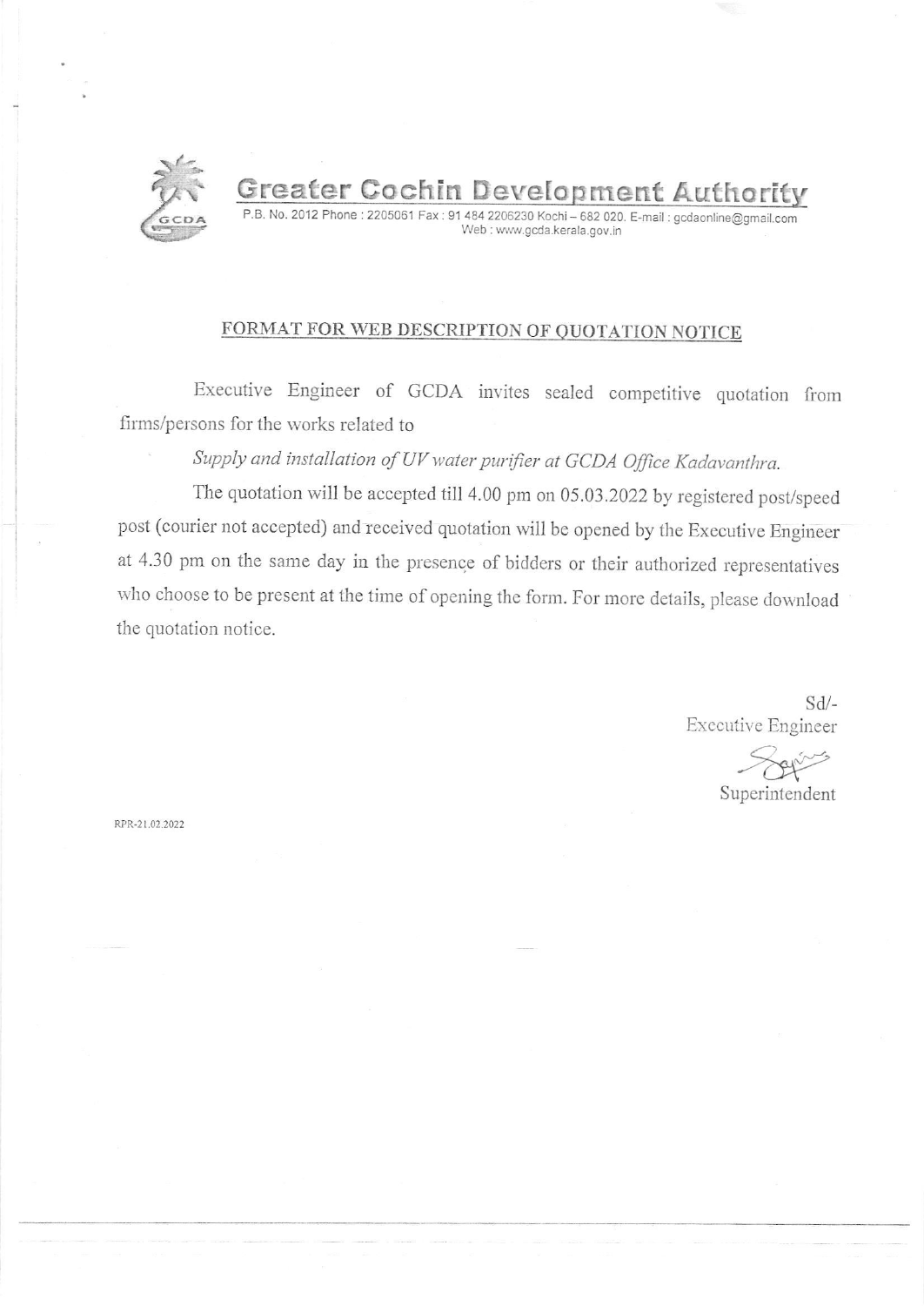# Greater Cochin Development Authority

P.B. No. 2012 Phone : 2205061 Fax : 91 484 2206230 Kochi – 682 020. E-mail : gcdaonline@gmail.com
Web : www.gcda.kerala.gov.in

## FORMAT FOR WEB DESCRIPTION OF QUOTATION NOTICE

Executive Engineer of GCDA invites sealed competitive quotation from firms/persons for the works related to

*Supply and installation of UV water purifier at GCDA Office Kadavanthra.*

The quotation will be accepted till 4.00 pm on 05.03.2022 by registered post/speed post (courier not accepted) and received quotation will be opened by the Executive Engineer at 4.30 pm on the same day in the presence of bidders or their authorized representatives who choose to be present at the time of opening the form. For more details, please download the quotation notice.

Sd/-
Executive Engineer

Superintendent

RPR-21.02.2022